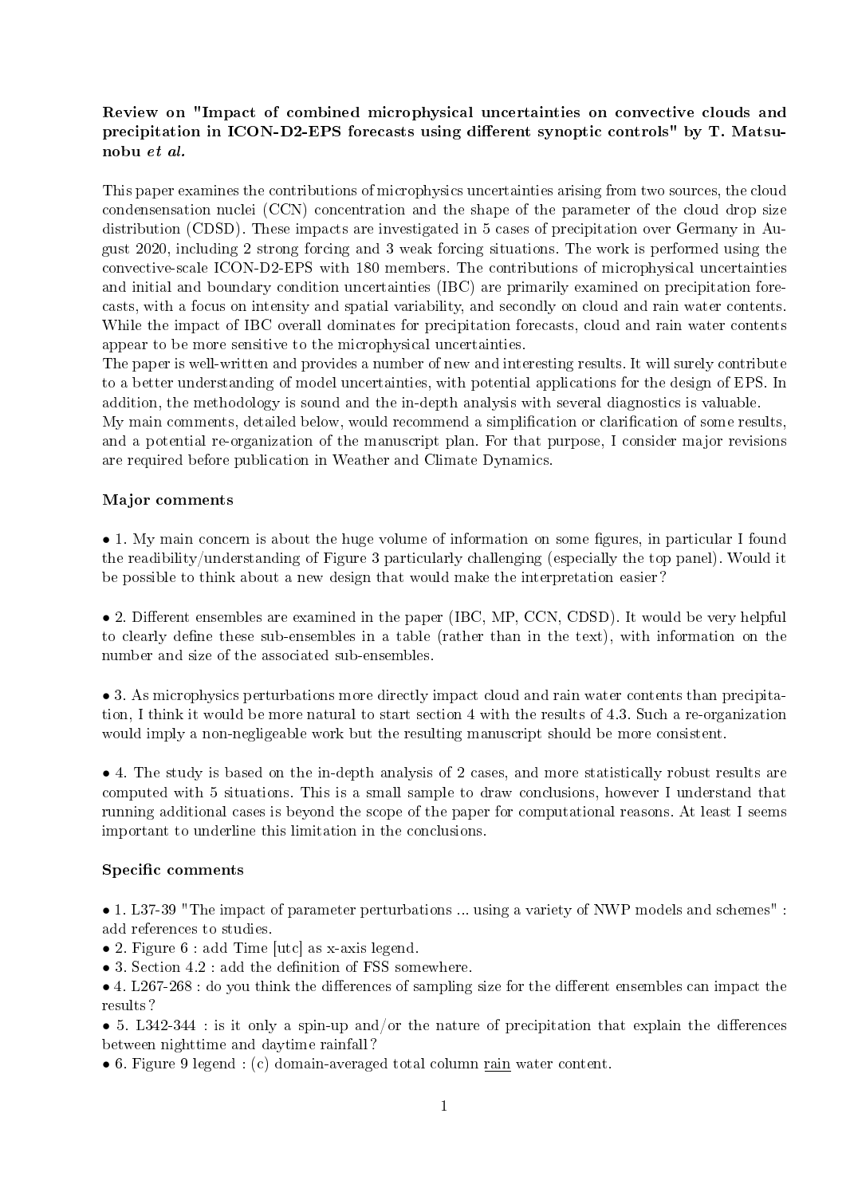**Review on "Impact of combined microphysical uncertainties on convective clouds and precipitation in ICON-D2-EPS forecasts using different synoptic controls" by T. Matsunobu *et al.***

This paper examines the contributions of microphysics uncertainties arising from two sources, the cloud condensensation nuclei (CCN) concentration and the shape of the parameter of the cloud drop size distribution (CDSD). These impacts are investigated in 5 cases of precipitation over Germany in August 2020, including 2 strong forcing and 3 weak forcing situations. The work is performed using the convective-scale ICON-D2-EPS with 180 members. The contributions of microphysical uncertainties and initial and boundary condition uncertainties (IBC) are primarily examined on precipitation forecasts, with a focus on intensity and spatial variability, and secondly on cloud and rain water contents. While the impact of IBC overall dominates for precipitation forecasts, cloud and rain water contents appear to be more sensitive to the microphysical uncertainties.

The paper is well-written and provides a number of new and interesting results. It will surely contribute to a better understanding of model uncertainties, with potential applications for the design of EPS. In addition, the methodology is sound and the in-depth analysis with several diagnostics is valuable.

My main comments, detailed below, would recommend a simplification or clarification of some results, and a potential re-organization of the manuscript plan. For that purpose, I consider major revisions are required before publication in Weather and Climate Dynamics.

## Major comments

- 1. My main concern is about the huge volume of information on some figures, in particular I found the readibility/understanding of Figure 3 particularly challenging (especially the top panel). Would it be possible to think about a new design that would make the interpretation easier?

- 2. Different ensembles are examined in the paper (IBC, MP, CCN, CDSD). It would be very helpful to clearly define these sub-ensembles in a table (rather than in the text), with information on the number and size of the associated sub-ensembles.

- 3. As microphysics perturbations more directly impact cloud and rain water contents than precipitation, I think it would be more natural to start section 4 with the results of 4.3. Such a re-organization would imply a non-negligeable work but the resulting manuscript should be more consistent.

- 4. The study is based on the in-depth analysis of 2 cases, and more statistically robust results are computed with 5 situations. This is a small sample to draw conclusions, however I understand that running additional cases is beyond the scope of the paper for computational reasons. At least I seems important to underline this limitation in the conclusions.

## Specific comments

- 1. L37-39 "The impact of parameter perturbations ... using a variety of NWP models and schemes" : add references to studies.
- 2. Figure 6 : add Time [utc] as x-axis legend.
- 3. Section 4.2 : add the definition of FSS somewhere.
- 4. L267-268 : do you think the differences of sampling size for the different ensembles can impact the results?
- 5. L342-344 : is it only a spin-up and/or the nature of precipitation that explain the differences between nighttime and daytime rainfall?
- 6. Figure 9 legend : (c) domain-averaged total column <u>rain</u> water content.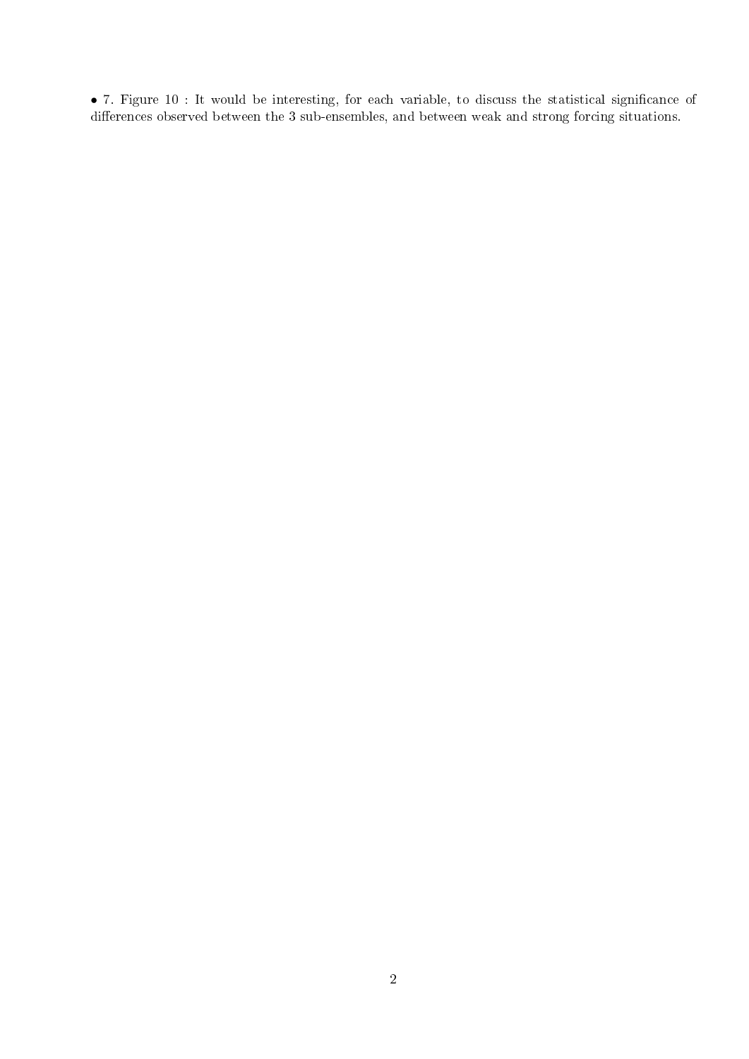- 7. Figure 10 : It would be interesting, for each variable, to discuss the statistical significance of differences observed between the 3 sub-ensembles, and between weak and strong forcing situations.